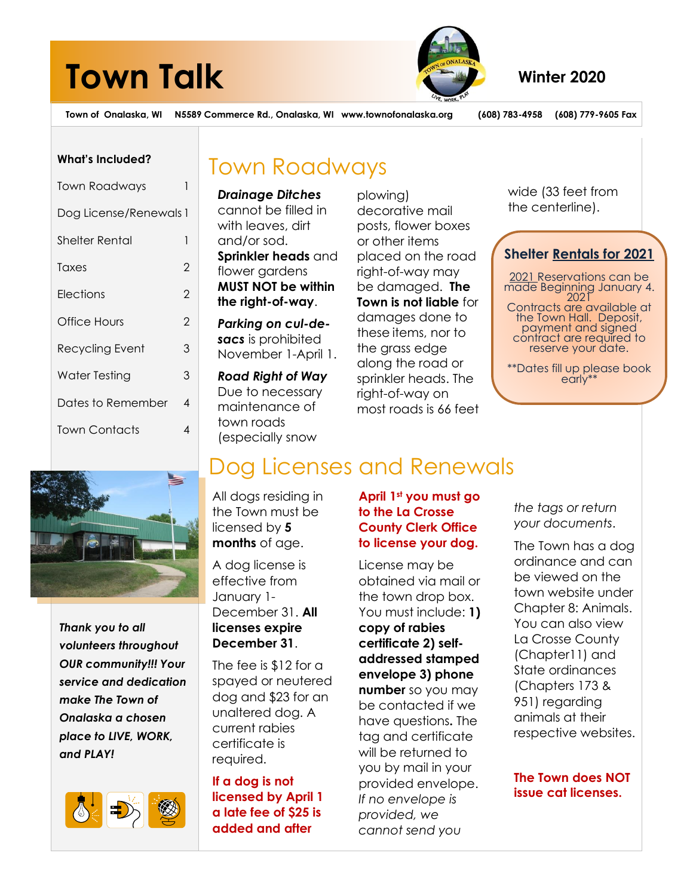# Town Talk

**Winter 2020**

**Town of Onalaska, WI N5589 Commerce Rd., Onalaska, WI www.townofonalaska.org (608) 783-4958 (608) 779-9605 Fax**

**What's Included?**

| | |
|---|---|
| Town Roadways | 1 |
| Dog License/Renewals | 1 |
| Shelter Rental | 1 |
| Taxes | 2 |
| Elections | 2 |
| Office Hours | 2 |
| Recycling Event | 3 |
| Water Testing | 3 |
| Dates to Remember | 4 |
| Town Contacts | 4 |

***Thank you to all volunteers throughout OUR community!!! Your service and dedication make The Town of Onalaska a chosen place to LIVE, WORK, and PLAY!***

## Town Roadways

***Drainage Ditches*** cannot be filled in with leaves, dirt and/or sod. **Sprinkler heads** and flower gardens **MUST NOT be within the right-of-way**.

***Parking on cul-de-sacs*** is prohibited November 1-April 1.

***Road Right of Way*** Due to necessary maintenance of town roads (especially snow plowing) decorative mail posts, flower boxes or other items placed on the road right-of-way may be damaged. **The Town is not liable** for damages done to these items, nor to the grass edge along the road or sprinkler heads. The right-of-way on most roads is 66 feet wide (33 feet from the centerline).

### Shelter Rentals for 2021

2021 Reservations can be made Beginning January 4. 2021

Contracts are available at the Town Hall. Deposit, payment and signed contract are required to reserve your date.

**Dates fill up please book early**

## Dog Licenses and Renewals

All dogs residing in the Town must be licensed by **5 months** of age.

A dog license is effective from January 1-December 31. **All licenses expire December 31**.

The fee is $12 for a spayed or neutered dog and $23 for an unaltered dog. A current rabies certificate is required.

**If a dog is not licensed by April 1 a late fee of $25 is added and after April 1st you must go to the La Crosse County Clerk Office to license your dog.**

License may be obtained via mail or the town drop box. You must include: **1) copy of rabies certificate 2) self-addressed stamped envelope 3) phone number** so you may be contacted if we have questions**.** The tag and certificate will be returned to you by mail in your provided envelope. *If no envelope is provided, we cannot send you the tags or return your documents*.

The Town has a dog ordinance and can be viewed on the town website under Chapter 8: Animals. You can also view La Crosse County (Chapter11) and State ordinances (Chapters 173 & 951) regarding animals at their respective websites.

**The Town does NOT issue cat licenses.**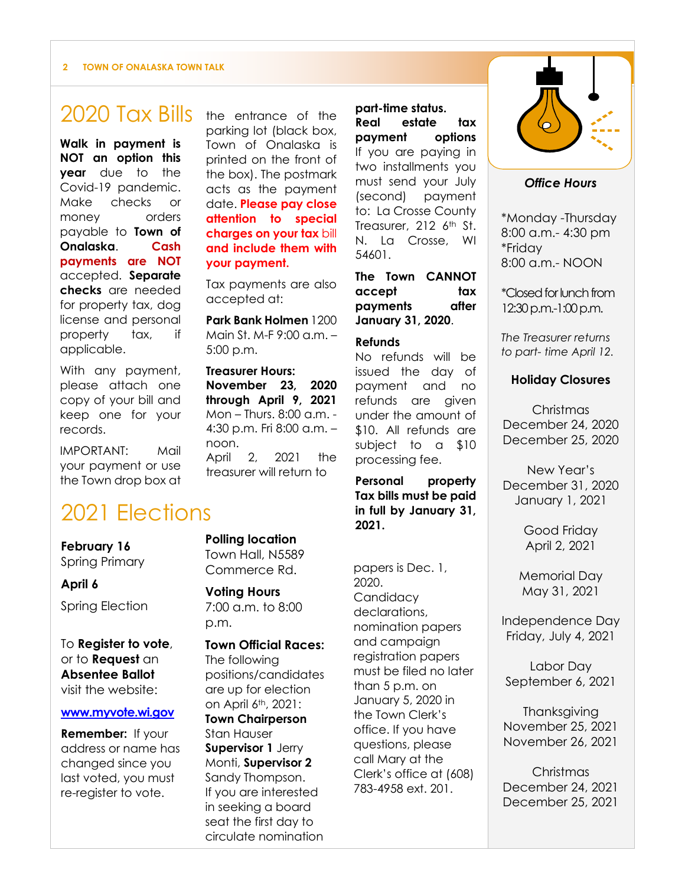# 2020 Tax Bills

**Walk in payment is NOT an option this year** due to the Covid-19 pandemic. Make checks or money orders payable to **Town of Onalaska**. **Cash payments are NOT** accepted. **Separate checks** are needed for property tax, dog license and personal property tax, if applicable.

With any payment, please attach one copy of your bill and keep one for your records.

IMPORTANT: Mail your payment or use the Town drop box at the entrance of the parking lot (black box, Town of Onalaska is printed on the front of the box). The postmark acts as the payment date. **Please pay close attention to special charges on your tax bill and include them with your payment.**

Tax payments are also accepted at:

**Park Bank Holmen** 1200 Main St. M-F 9:00 a.m. – 5:00 p.m.

**Treasurer Hours: November 23, 2020 through April 9, 2021** Mon – Thurs. 8:00 a.m. - 4:30 p.m. Fri 8:00 a.m. – noon.
April 2, 2021 the treasurer will return to **part-time status.**

**Real estate tax payment options**
If you are paying in two installments you must send your July (second) payment to: La Crosse County Treasurer, 212 6th St. N. La Crosse, WI 54601.

**The Town CANNOT accept tax payments after January 31, 2020.**

**Refunds**
No refunds will be issued the day of payment and no refunds are given under the amount of $10. All refunds are subject to a $10 processing fee.

**Personal property Tax bills must be paid in full by January 31, 2021.**

# 2021 Elections

**February 16**
Spring Primary

**April 6**
Spring Election

To **Register to vote**, or to **Request** an **Absentee Ballot** visit the website:

**www.myvote.wi.gov**

**Remember:** If your address or name has changed since you last voted, you must re-register to vote.

**Polling location**
Town Hall, N5589 Commerce Rd.

**Voting Hours**
7:00 a.m. to 8:00 p.m.

**Town Official Races:**
The following positions/candidates are up for election on April 6th, 2021:
**Town Chairperson** Stan Hauser
**Supervisor 1** Jerry Monti, **Supervisor 2** Sandy Thompson.
If you are interested in seeking a board seat the first day to circulate nomination papers is Dec. 1, 2020.
Candidacy declarations, nomination papers and campaign registration papers must be filed no later than 5 p.m. on January 5, 2020 in the Town Clerk's office. If you have questions, please call Mary at the Clerk's office at (608) 783-4958 ext. 201.

***Office Hours***

*Monday -Thursday
8:00 a.m.- 4:30 pm
*Friday
8:00 a.m.- NOON

*Closed for lunch from 12:30 p.m.-1:00 p.m.

*The Treasurer returns to part- time April 12.*

**Holiday Closures**

Christmas
December 24, 2020
December 25, 2020

New Year's
December 31, 2020
January 1, 2021

Good Friday
April 2, 2021

Memorial Day
May 31, 2021

Independence Day
Friday, July 4, 2021

Labor Day
September 6, 2021

Thanksgiving
November 25, 2021
November 26, 2021

Christmas
December 24, 2021
December 25, 2021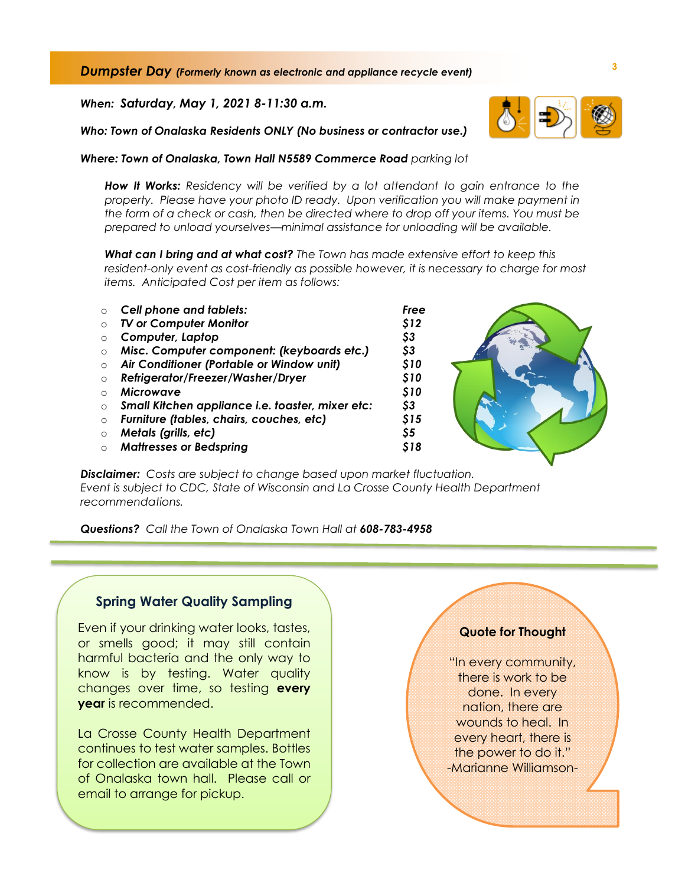## Dumpster Day *(Formerly known as electronic and appliance recycle event)*

***When: Saturday, May 1, 2021 8-11:30 a.m.***

***Who: Town of Onalaska Residents ONLY (No business or contractor use.)***

***Where: Town of Onalaska, Town Hall N5589 Commerce Road** parking lot*

***How It Works:*** *Residency will be verified by a lot attendant to gain entrance to the property. Please have your photo ID ready. Upon verification you will make payment in the form of a check or cash, then be directed where to drop off your items. You must be prepared to unload yourselves—minimal assistance for unloading will be available.*

***What can I bring and at what cost?*** *The Town has made extensive effort to keep this resident-only event as cost-friendly as possible however, it is necessary to charge for most items. Anticipated Cost per item as follows:*

| Item | Cost |
|---|---|
| ***Cell phone and tablets:*** | ***Free*** |
| ***TV or Computer Monitor*** | ***$12*** |
| ***Computer, Laptop*** | ***$3*** |
| ***Misc. Computer component: (keyboards etc.)*** | ***$3*** |
| ***Air Conditioner (Portable or Window unit)*** | ***$10*** |
| ***Refrigerator/Freezer/Washer/Dryer*** | ***$10*** |
| ***Microwave*** | ***$10*** |
| ***Small Kitchen appliance i.e. toaster, mixer etc:*** | ***$3*** |
| ***Furniture (tables, chairs, couches, etc)*** | ***$15*** |
| ***Metals (grills, etc)*** | ***$5*** |
| ***Mattresses or Bedspring*** | ***$18*** |

***Disclaimer:*** *Costs are subject to change based upon market fluctuation. Event is subject to CDC, State of Wisconsin and La Crosse County Health Department recommendations.*

***Questions?*** *Call the Town of Onalaska Town Hall at **608-783-4958***

---

### Spring Water Quality Sampling

Even if your drinking water looks, tastes, or smells good; it may still contain harmful bacteria and the only way to know is by testing. Water quality changes over time, so testing **every year** is recommended.

La Crosse County Health Department continues to test water samples. Bottles for collection are available at the Town of Onalaska town hall. Please call or email to arrange for pickup.

### Quote for Thought

"In every community, there is work to be done. In every nation, there are wounds to heal. In every heart, there is the power to do it."
-Marianne Williamson-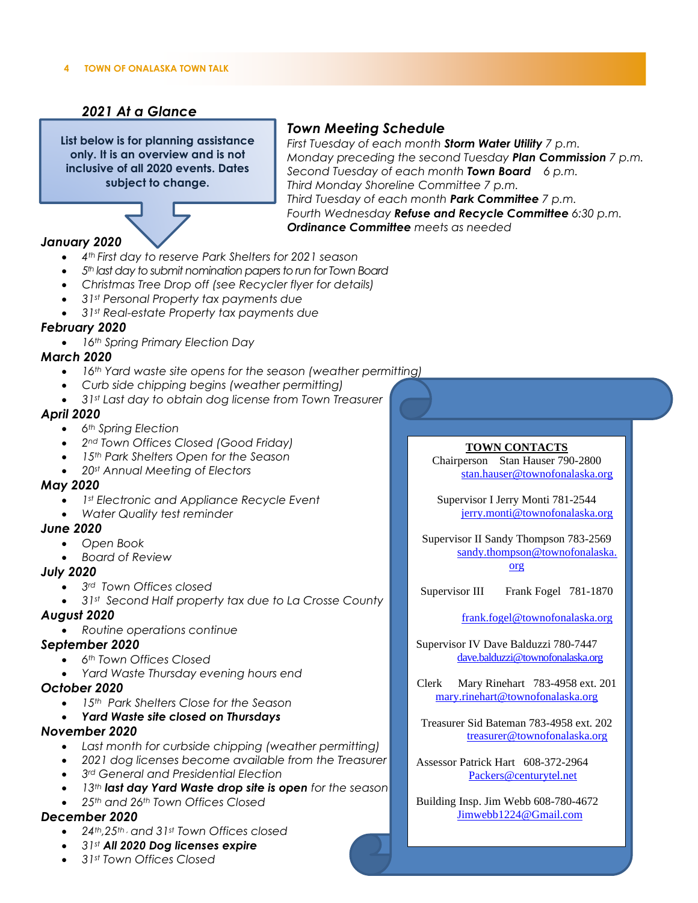## 2021 At a Glance

List below is for planning assistance only. It is an overview and is not inclusive of all 2020 events. Dates subject to change.

## Town Meeting Schedule

*First Tuesday of each month **Storm Water Utility** 7 p.m.*
*Monday preceding the second Tuesday **Plan Commission** 7 p.m.*
*Second Tuesday of each month **Town Board** 6 p.m.*
*Third Monday Shoreline Committee 7 p.m.*
*Third Tuesday of each month **Park Committee** 7 p.m.*
*Fourth Wednesday **Refuse and Recycle Committee** 6:30 p.m.*
***Ordinance Committee** meets as needed*

### January 2020

- *4th First day to reserve Park Shelters for 2021 season*
- *5th last day to submit nomination papers to run for Town Board*
- *Christmas Tree Drop off (see Recycler flyer for details)*
- *31st Personal Property tax payments due*
- *31st Real-estate Property tax payments due*

### February 2020

- *16th Spring Primary Election Day*

### March 2020

- *16th Yard waste site opens for the season (weather permitting)*
- *Curb side chipping begins (weather permitting)*
- *31st Last day to obtain dog license from Town Treasurer*

### April 2020

- *6th Spring Election*
- *2nd Town Offices Closed (Good Friday)*
- *15th Park Shelters Open for the Season*
- *20st Annual Meeting of Electors*

### May 2020

- *1st Electronic and Appliance Recycle Event*
- *Water Quality test reminder*

### June 2020

- *Open Book*
- *Board of Review*

### July 2020

- *3rd Town Offices closed*
- *31st Second Half property tax due to La Crosse County*

### August 2020

- *Routine operations continue*

### September 2020

- *6th Town Offices Closed*
- *Yard Waste Thursday evening hours end*

### October 2020

- *15th Park Shelters Close for the Season*
- ***Yard Waste site closed on Thursdays***

### November 2020

- *Last month for curbside chipping (weather permitting)*
- *2021 dog licenses become available from the Treasurer*
- *3rd General and Presidential Election*
- *13th **last day Yard Waste drop site is open** for the season*
- *25th and 26th Town Offices Closed*

### December 2020

- *24th, 25th, and 31st Town Offices closed*
- *31st **All 2020 Dog licenses expire***
- *31st Town Offices Closed*

**TOWN CONTACTS**

Chairperson Stan Hauser 790-2800
stan.hauser@townofonalaska.org

Supervisor I Jerry Monti 781-2544
jerry.monti@townofonalaska.org

Supervisor II Sandy Thompson 783-2569
sandy.thompson@townofonalaska.org

Supervisor III Frank Fogel 781-1870
frank.fogel@townofonalaska.org

Supervisor IV Dave Balduzzi 780-7447
dave.balduzzi@townofonalaska.org

Clerk Mary Rinehart 783-4958 ext. 201
mary.rinehart@townofonalaska.org

Treasurer Sid Bateman 783-4958 ext. 202
treasurer@townofonalaska.org

Assessor Patrick Hart 608-372-2964
Packers@centurytel.net

Building Insp. Jim Webb 608-780-4672
Jimwebb1224@Gmail.com